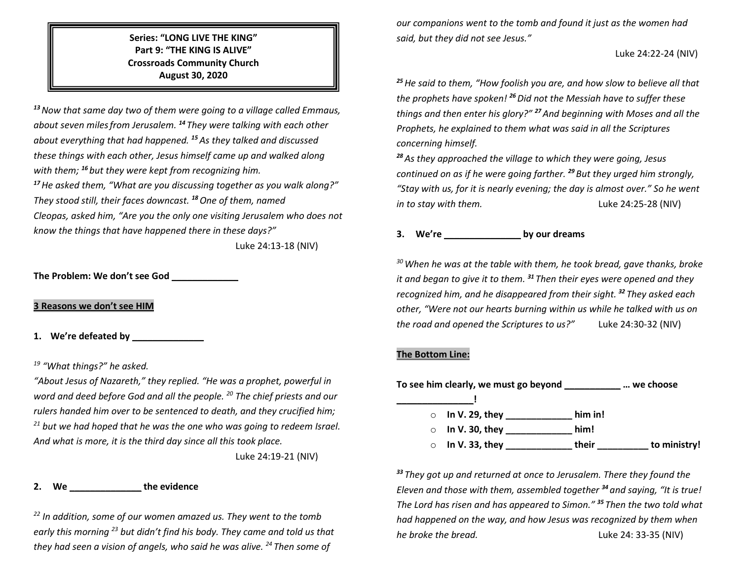**Series: "LONG LIVE THE KING"**
**Part 9: "THE KING IS ALIVE"**
**Crossroads Community Church**
**August 30, 2020**

*[13] Now that same day two of them were going to a village called Emmaus, about seven miles from Jerusalem. [14] They were talking with each other about everything that had happened. [15] As they talked and discussed these things with each other, Jesus himself came up and walked along with them; [16] but they were kept from recognizing him.*
*[17] He asked them, "What are you discussing together as you walk along?" They stood still, their faces downcast. [18] One of them, named Cleopas, asked him, "Are you the only one visiting Jerusalem who does not know the things that have happened there in these days?"*

Luke 24:13-18 (NIV)

**The Problem: We don't see God _____________**

**3 Reasons we don't see HIM**

**1. We're defeated by ______________**

*[19] "What things?" he asked.*
*"About Jesus of Nazareth," they replied. "He was a prophet, powerful in word and deed before God and all the people. [20] The chief priests and our rulers handed him over to be sentenced to death, and they crucified him; [21] but we had hoped that he was the one who was going to redeem Israel. And what is more, it is the third day since all this took place.*

Luke 24:19-21 (NIV)

**2. We ______________ the evidence**

*[22] In addition, some of our women amazed us. They went to the tomb early this morning [23] but didn't find his body. They came and told us that they had seen a vision of angels, who said he was alive. [24] Then some of our companions went to the tomb and found it just as the women had said, but they did not see Jesus."*

Luke 24:22-24 (NIV)

*[25] He said to them, "How foolish you are, and how slow to believe all that the prophets have spoken! [26] Did not the Messiah have to suffer these things and then enter his glory?" [27] And beginning with Moses and all the Prophets, he explained to them what was said in all the Scriptures concerning himself.*
*[28] As they approached the village to which they were going, Jesus continued on as if he were going farther. [29] But they urged him strongly, "Stay with us, for it is nearly evening; the day is almost over." So he went in to stay with them.* Luke 24:25-28 (NIV)

**3. We're _______________ by our dreams**

*[30] When he was at the table with them, he took bread, gave thanks, broke it and began to give it to them. [31] Then their eyes were opened and they recognized him, and he disappeared from their sight. [32] They asked each other, "Were not our hearts burning within us while he talked with us on the road and opened the Scriptures to us?"* Luke 24:30-32 (NIV)

**The Bottom Line:**

**To see him clearly, we must go beyond ___________ … we choose _______________!**

- **In V. 29, they _____________ him in!**
- **In V. 30, they _____________ him!**
- **In V. 33, they _____________ their __________ to ministry!**

*[33] They got up and returned at once to Jerusalem. There they found the Eleven and those with them, assembled together [34] and saying, "It is true! The Lord has risen and has appeared to Simon." [35] Then the two told what had happened on the way, and how Jesus was recognized by them when he broke the bread.* Luke 24: 33-35 (NIV)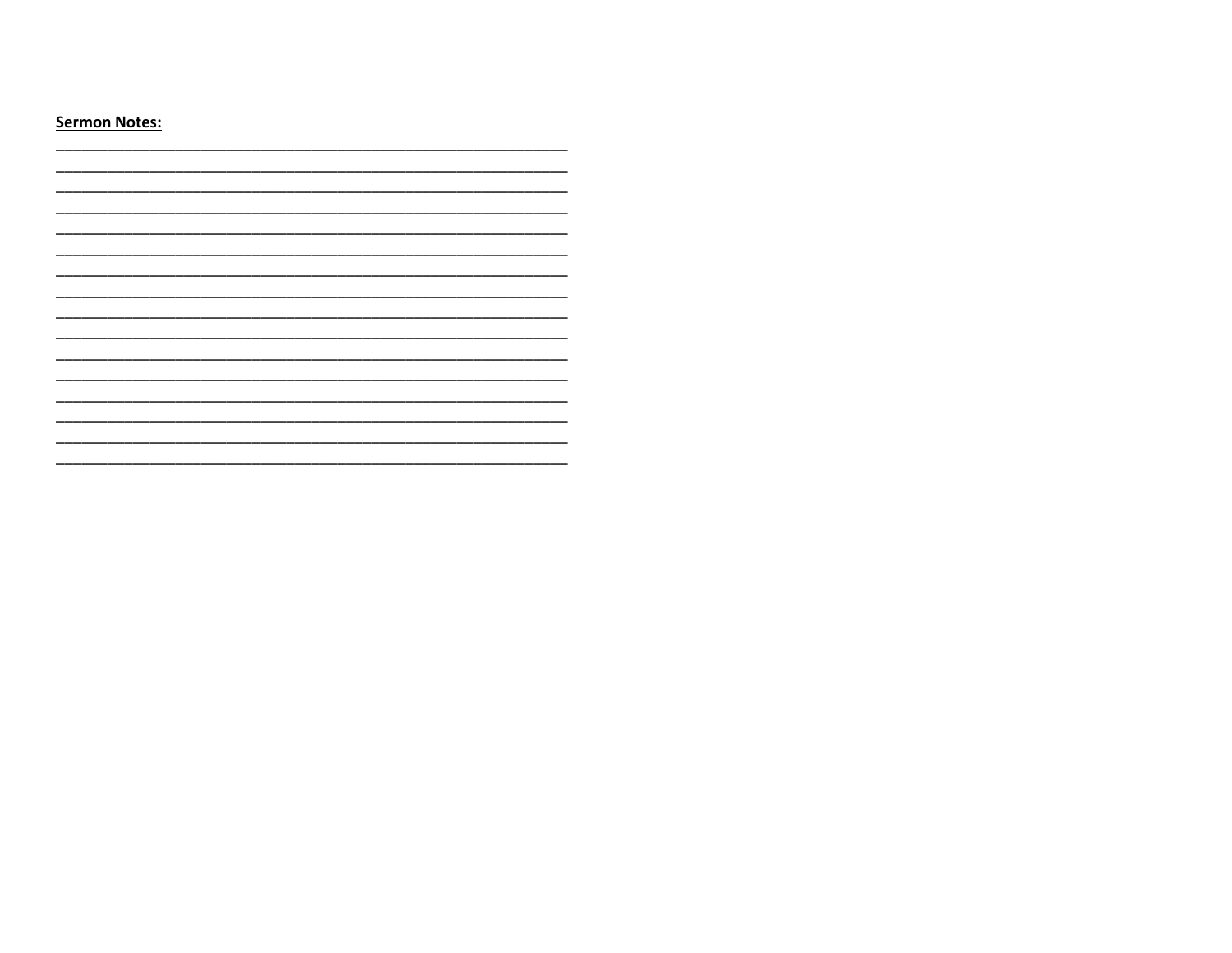**Sermon Notes:**

_____________________________________________________________

_____________________________________________________________

_____________________________________________________________

_____________________________________________________________

_____________________________________________________________

_____________________________________________________________

_____________________________________________________________

_____________________________________________________________

_____________________________________________________________

_____________________________________________________________

_____________________________________________________________

_____________________________________________________________

_____________________________________________________________

_____________________________________________________________

_____________________________________________________________

_____________________________________________________________